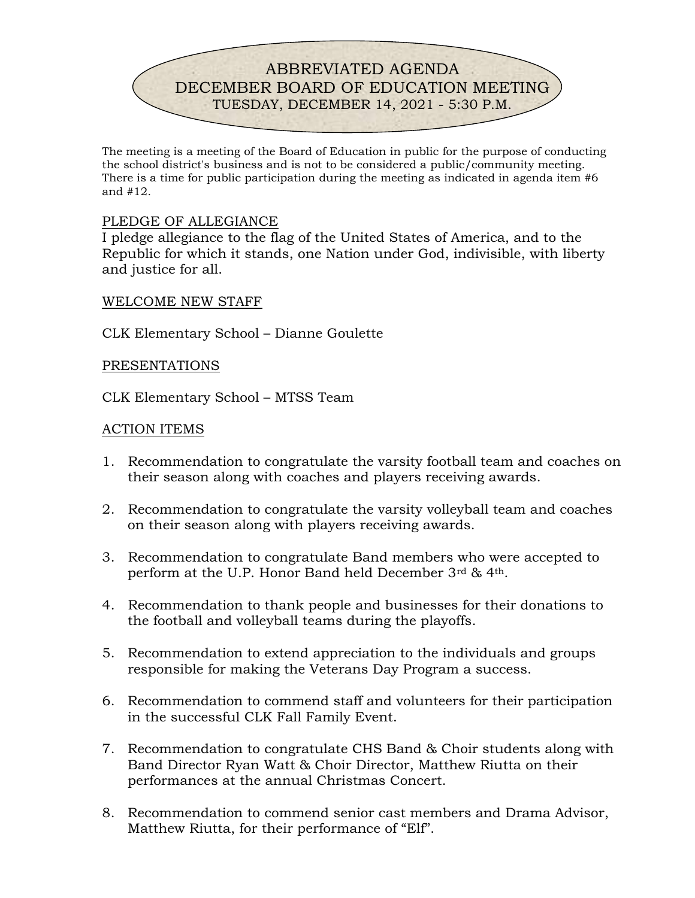# ABBREVIATED AGENDA
# DECEMBER BOARD OF EDUCATION MEETING
### TUESDAY, DECEMBER 14, 2021 - 5:30 P.M.

The meeting is a meeting of the Board of Education in public for the purpose of conducting the school district's business and is not to be considered a public/community meeting. There is a time for public participation during the meeting as indicated in agenda item #6 and #12.

## PLEDGE OF ALLEGIANCE

I pledge allegiance to the flag of the United States of America, and to the Republic for which it stands, one Nation under God, indivisible, with liberty and justice for all.

## WELCOME NEW STAFF

CLK Elementary School – Dianne Goulette

## PRESENTATIONS

CLK Elementary School – MTSS Team

## ACTION ITEMS

1. Recommendation to congratulate the varsity football team and coaches on their season along with coaches and players receiving awards.

2. Recommendation to congratulate the varsity volleyball team and coaches on their season along with players receiving awards.

3. Recommendation to congratulate Band members who were accepted to perform at the U.P. Honor Band held December 3rd & 4th.

4. Recommendation to thank people and businesses for their donations to the football and volleyball teams during the playoffs.

5. Recommendation to extend appreciation to the individuals and groups responsible for making the Veterans Day Program a success.

6. Recommendation to commend staff and volunteers for their participation in the successful CLK Fall Family Event.

7. Recommendation to congratulate CHS Band & Choir students along with Band Director Ryan Watt & Choir Director, Matthew Riutta on their performances at the annual Christmas Concert.

8. Recommendation to commend senior cast members and Drama Advisor, Matthew Riutta, for their performance of "Elf".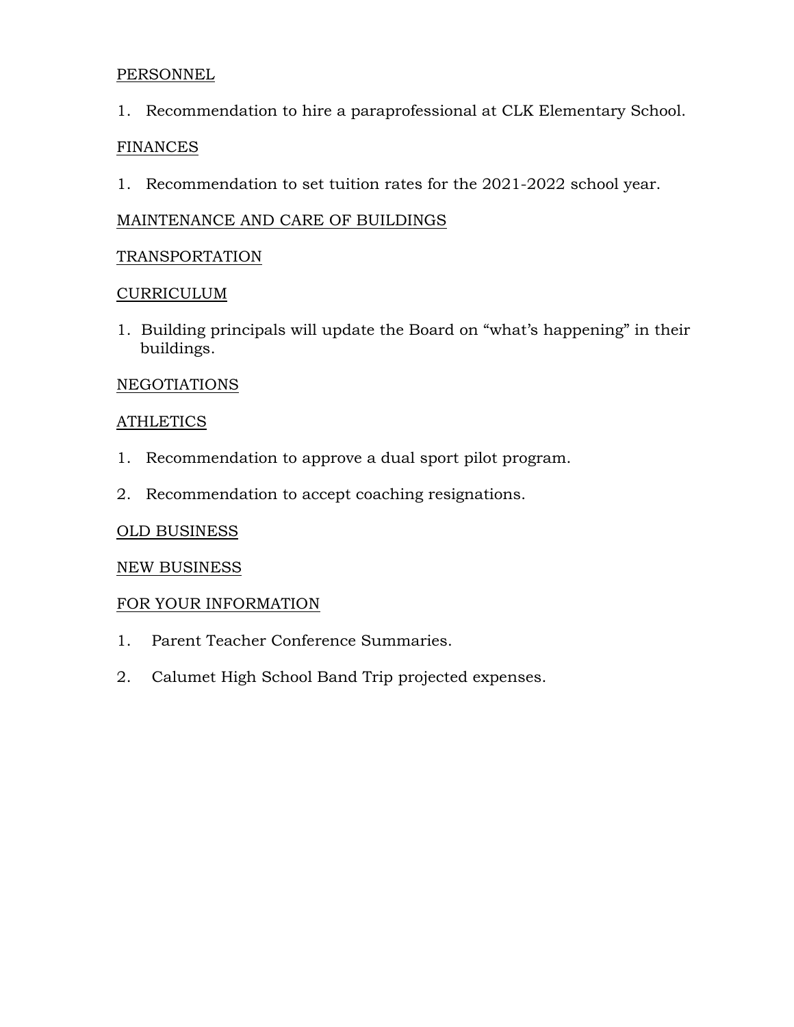PERSONNEL

1. Recommendation to hire a paraprofessional at CLK Elementary School.

FINANCES

1. Recommendation to set tuition rates for the 2021-2022 school year.

MAINTENANCE AND CARE OF BUILDINGS

TRANSPORTATION

CURRICULUM

1. Building principals will update the Board on "what's happening" in their buildings.

NEGOTIATIONS

ATHLETICS

1. Recommendation to approve a dual sport pilot program.
2. Recommendation to accept coaching resignations.

OLD BUSINESS

NEW BUSINESS

FOR YOUR INFORMATION

1. Parent Teacher Conference Summaries.
2. Calumet High School Band Trip projected expenses.